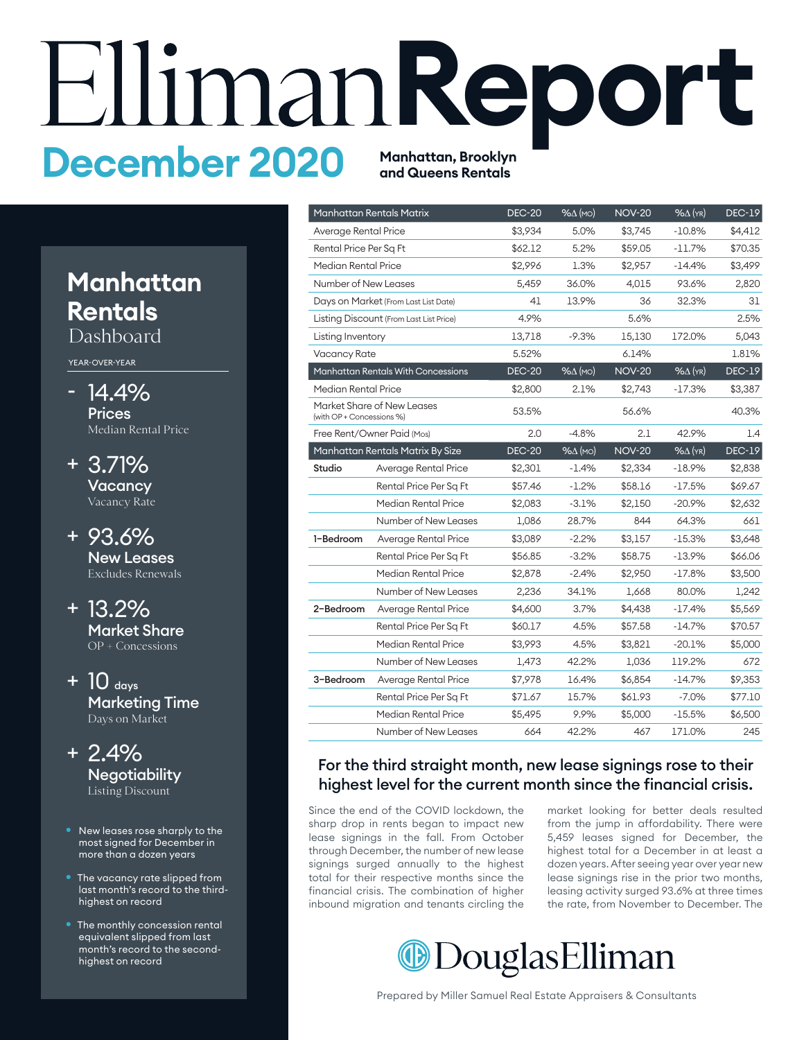# Elliman Report

## December 2020

**Manhattan, Brooklyn and Queens Rentals**

## Manhattan Rentals Dashboard

YEAR-OVER-YEAR

- **- 14.4%** Prices — Median Rental Price
- **+ 3.71%** Vacancy — Vacancy Rate
- **+ 93.6%** New Leases — Excludes Renewals
- **+ 13.2%** Market Share — OP + Concessions
- **+ 10 days** Marketing Time — Days on Market
- **+ 2.4%** Negotiability — Listing Discount

- New leases rose sharply to the most signed for December in more than a dozen years
- The vacancy rate slipped from last month's record to the third-highest on record
- The monthly concession rental equivalent slipped from last month's record to the second-highest on record

| Manhattan Rentals Matrix | | DEC-20 | %Δ (MO) | NOV-20 | %Δ (YR) | DEC-19 |
|---|---|---|---|---|---|---|
| Average Rental Price | | $3,934 | 5.0% | $3,745 | -10.8% | $4,412 |
| Rental Price Per Sq Ft | | $62.12 | 5.2% | $59.05 | -11.7% | $70.35 |
| Median Rental Price | | $2,996 | 1.3% | $2,957 | -14.4% | $3,499 |
| Number of New Leases | | 5,459 | 36.0% | 4,015 | 93.6% | 2,820 |
| Days on Market (From Last List Date) | | 41 | 13.9% | 36 | 32.3% | 31 |
| Listing Discount (From Last List Price) | | 4.9% | | 5.6% | | 2.5% |
| Listing Inventory | | 13,718 | -9.3% | 15,130 | 172.0% | 5,043 |
| Vacancy Rate | | 5.52% | | 6.14% | | 1.81% |
| **Manhattan Rentals With Concessions** | | **DEC-20** | **%Δ (MO)** | **NOV-20** | **%Δ (YR)** | **DEC-19** |
| Median Rental Price | | $2,800 | 2.1% | $2,743 | -17.3% | $3,387 |
| Market Share of New Leases (with OP + Concessions %) | | 53.5% | | 56.6% | | 40.3% |
| Free Rent/Owner Paid (Mos) | | 2.0 | -4.8% | 2.1 | 42.9% | 1.4 |
| **Manhattan Rentals Matrix By Size** | | **DEC-20** | **%Δ (MO)** | **NOV-20** | **%Δ (YR)** | **DEC-19** |
| Studio | Average Rental Price | $2,301 | -1.4% | $2,334 | -18.9% | $2,838 |
| | Rental Price Per Sq Ft | $57.46 | -1.2% | $58.16 | -17.5% | $69.67 |
| | Median Rental Price | $2,083 | -3.1% | $2,150 | -20.9% | $2,632 |
| | Number of New Leases | 1,086 | 28.7% | 844 | 64.3% | 661 |
| 1-Bedroom | Average Rental Price | $3,089 | -2.2% | $3,157 | -15.3% | $3,648 |
| | Rental Price Per Sq Ft | $56.85 | -3.2% | $58.75 | -13.9% | $66.06 |
| | Median Rental Price | $2,878 | -2.4% | $2,950 | -17.8% | $3,500 |
| | Number of New Leases | 2,236 | 34.1% | 1,668 | 80.0% | 1,242 |
| 2-Bedroom | Average Rental Price | $4,600 | 3.7% | $4,438 | -17.4% | $5,569 |
| | Rental Price Per Sq Ft | $60.17 | 4.5% | $57.58 | -14.7% | $70.57 |
| | Median Rental Price | $3,993 | 4.5% | $3,821 | -20.1% | $5,000 |
| | Number of New Leases | 1,473 | 42.2% | 1,036 | 119.2% | 672 |
| 3-Bedroom | Average Rental Price | $7,978 | 16.4% | $6,854 | -14.7% | $9,353 |
| | Rental Price Per Sq Ft | $71.67 | 15.7% | $61.93 | -7.0% | $77.10 |
| | Median Rental Price | $5,495 | 9.9% | $5,000 | -15.5% | $6,500 |
| | Number of New Leases | 664 | 42.2% | 467 | 171.0% | 245 |

### For the third straight month, new lease signings rose to their highest level for the current month since the financial crisis.

Since the end of the COVID lockdown, the sharp drop in rents began to impact new lease signings in the fall. From October through December, the number of new lease signings surged annually to the highest total for their respective months since the financial crisis. The combination of higher inbound migration and tenants circling the market looking for better deals resulted from the jump in affordability. There were 5,459 leases signed for December, the highest total for a December in at least a dozen years. After seeing year over year new lease signings rise in the prior two months, leasing activity surged 93.6% at three times the rate, from November to December. The

DouglasElliman

Prepared by Miller Samuel Real Estate Appraisers & Consultants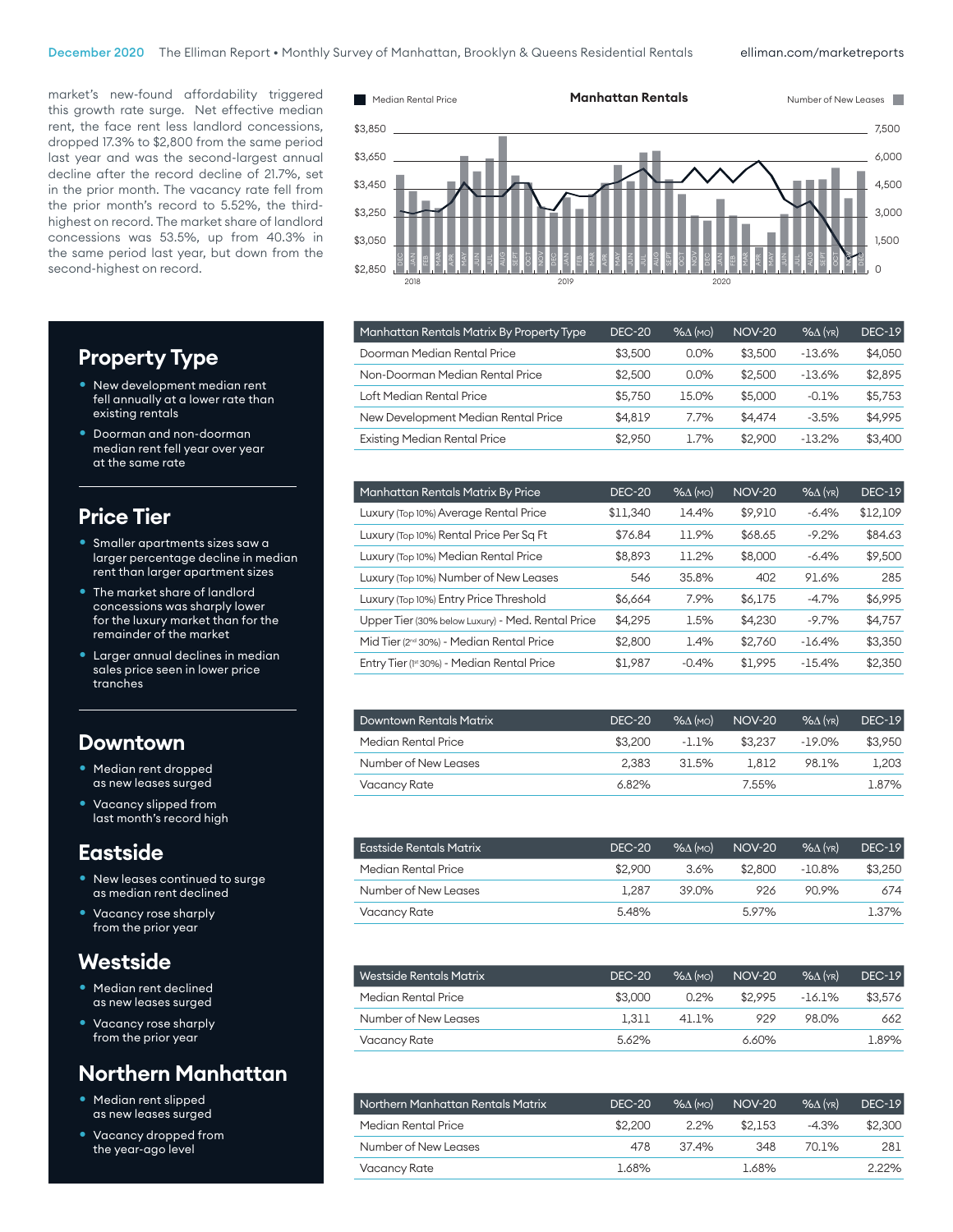market's new-found affordability triggered this growth rate surge. Net effective median rent, the face rent less landlord concessions, dropped 17.3% to $2,800 from the same period last year and was the second-largest annual decline after the record decline of 21.7%, set in the prior month. The vacancy rate fell from the prior month's record to 5.52%, the third-highest on record. The market share of landlord concessions was 53.5%, up from 40.3% in the same period last year, but down from the second-highest on record.

**Manhattan Rentals**

## Property Type

- New development median rent fell annually at a lower rate than existing rentals
- Doorman and non-doorman median rent fell year over year at the same rate

| Manhattan Rentals Matrix By Property Type | DEC-20 | %Δ (MO) | NOV-20 | %Δ (YR) | DEC-19 |
|---|---|---|---|---|---|
| Doorman Median Rental Price | $3,500 | 0.0% | $3,500 | -13.6% | $4,050 |
| Non-Doorman Median Rental Price | $2,500 | 0.0% | $2,500 | -13.6% | $2,895 |
| Loft Median Rental Price | $5,750 | 15.0% | $5,000 | -0.1% | $5,753 |
| New Development Median Rental Price | $4,819 | 7.7% | $4,474 | -3.5% | $4,995 |
| Existing Median Rental Price | $2,950 | 1.7% | $2,900 | -13.2% | $3,400 |

## Price Tier

- Smaller apartments sizes saw a larger percentage decline in median rent than larger apartment sizes
- The market share of landlord concessions was sharply lower for the luxury market than for the remainder of the market
- Larger annual declines in median sales price seen in lower price tranches

| Manhattan Rentals Matrix By Price | DEC-20 | %Δ (MO) | NOV-20 | %Δ (YR) | DEC-19 |
|---|---|---|---|---|---|
| Luxury (Top 10%) Average Rental Price | $11,340 | 14.4% | $9,910 | -6.4% | $12,109 |
| Luxury (Top 10%) Rental Price Per Sq Ft | $76.84 | 11.9% | $68.65 | -9.2% | $84.63 |
| Luxury (Top 10%) Median Rental Price | $8,893 | 11.2% | $8,000 | -6.4% | $9,500 |
| Luxury (Top 10%) Number of New Leases | 546 | 35.8% | 402 | 91.6% | 285 |
| Luxury (Top 10%) Entry Price Threshold | $6,664 | 7.9% | $6,175 | -4.7% | $6,995 |
| Upper Tier (30% below Luxury) - Med. Rental Price | $4,295 | 1.5% | $4,230 | -9.7% | $4,757 |
| Mid Tier (2nd 30%) - Median Rental Price | $2,800 | 1.4% | $2,760 | -16.4% | $3,350 |
| Entry Tier (1st 30%) - Median Rental Price | $1,987 | -0.4% | $1,995 | -15.4% | $2,350 |

## Downtown

- Median rent dropped as new leases surged
- Vacancy slipped from last month's record high

| Downtown Rentals Matrix | DEC-20 | %Δ (MO) | NOV-20 | %Δ (YR) | DEC-19 |
|---|---|---|---|---|---|
| Median Rental Price | $3,200 | -1.1% | $3,237 | -19.0% | $3,950 |
| Number of New Leases | 2,383 | 31.5% | 1,812 | 98.1% | 1,203 |
| Vacancy Rate | 6.82% | | 7.55% | | 1.87% |

## Eastside

- New leases continued to surge as median rent declined
- Vacancy rose sharply from the prior year

| Eastside Rentals Matrix | DEC-20 | %Δ (MO) | NOV-20 | %Δ (YR) | DEC-19 |
|---|---|---|---|---|---|
| Median Rental Price | $2,900 | 3.6% | $2,800 | -10.8% | $3,250 |
| Number of New Leases | 1,287 | 39.0% | 926 | 90.9% | 674 |
| Vacancy Rate | 5.48% | | 5.97% | | 1.37% |

## Westside

- Median rent declined as new leases surged
- Vacancy rose sharply from the prior year

| Westside Rentals Matrix | DEC-20 | %Δ (MO) | NOV-20 | %Δ (YR) | DEC-19 |
|---|---|---|---|---|---|
| Median Rental Price | $3,000 | 0.2% | $2,995 | -16.1% | $3,576 |
| Number of New Leases | 1,311 | 41.1% | 929 | 98.0% | 662 |
| Vacancy Rate | 5.62% | | 6.60% | | 1.89% |

## Northern Manhattan

- Median rent slipped as new leases surged
- Vacancy dropped from the year-ago level

| Northern Manhattan Rentals Matrix | DEC-20 | %Δ (MO) | NOV-20 | %Δ (YR) | DEC-19 |
|---|---|---|---|---|---|
| Median Rental Price | $2,200 | 2.2% | $2,153 | -4.3% | $2,300 |
| Number of New Leases | 478 | 37.4% | 348 | 70.1% | 281 |
| Vacancy Rate | 1.68% | | 1.68% | | 2.22% |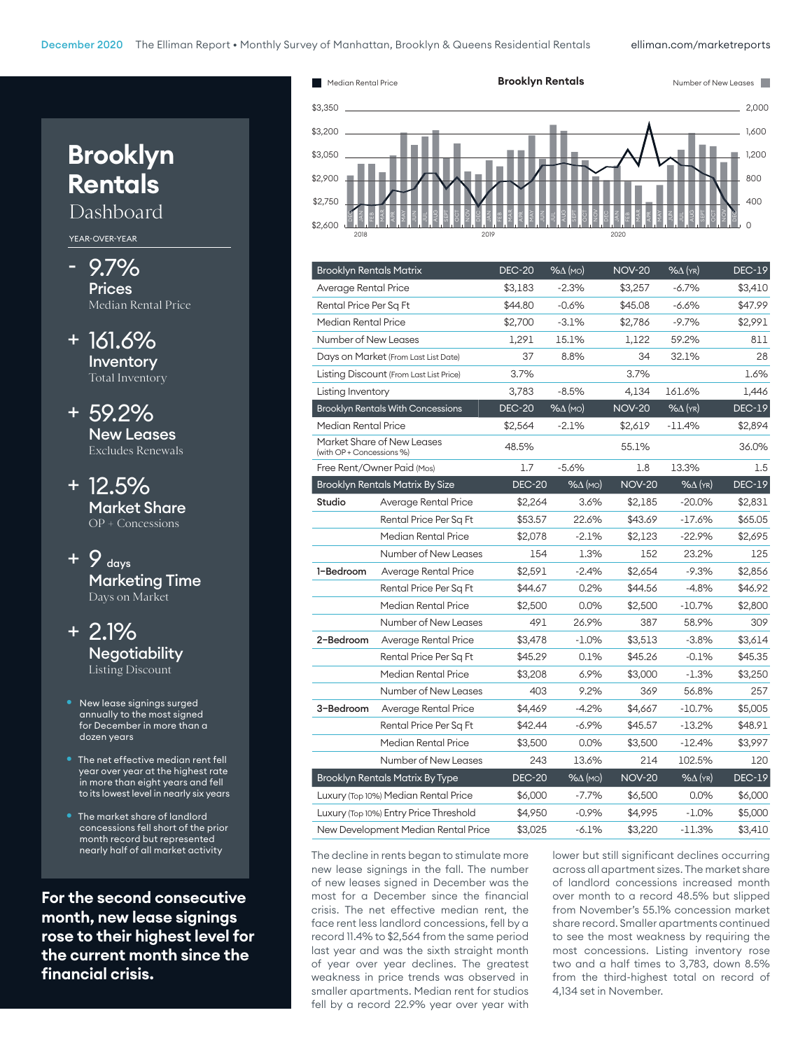# Brooklyn Rentals

Dashboard

YEAR-OVER-YEAR

**- 9.7%**
**Prices**
Median Rental Price

**+ 161.6%**
**Inventory**
Total Inventory

**+ 59.2%**
**New Leases**
Excludes Renewals

**+ 12.5%**
**Market Share**
OP + Concessions

**+ 9 days**
**Marketing Time**
Days on Market

**+ 2.1%**
**Negotiability**
Listing Discount

- New lease signings surged annually to the most signed for December in more than a dozen years
- The net effective median rent fell year over year at the highest rate in more than eight years and fell to its lowest level in nearly six years
- The market share of landlord concessions fell short of the prior month record but represented nearly half of all market activity

**For the second consecutive month, new lease signings rose to their highest level for the current month since the financial crisis.**

**Brooklyn Rentals**

Median Rental Price / Number of New Leases

| Brooklyn Rentals Matrix | DEC-20 | %Δ (MO) | NOV-20 | %Δ (YR) | DEC-19 |
|---|---|---|---|---|---|
| Average Rental Price | $3,183 | -2.3% | $3,257 | -6.7% | $3,410 |
| Rental Price Per Sq Ft | $44.80 | -0.6% | $45.08 | -6.6% | $47.99 |
| Median Rental Price | $2,700 | -3.1% | $2,786 | -9.7% | $2,991 |
| Number of New Leases | 1,291 | 15.1% | 1,122 | 59.2% | 811 |
| Days on Market (From Last List Date) | 37 | 8.8% | 34 | 32.1% | 28 |
| Listing Discount (From Last List Price) | 3.7% | | 3.7% | | 1.6% |
| Listing Inventory | 3,783 | -8.5% | 4,134 | 161.6% | 1,446 |
| **Brooklyn Rentals With Concessions** | **DEC-20** | **%Δ (MO)** | **NOV-20** | **%Δ (YR)** | **DEC-19** |
| Median Rental Price | $2,564 | -2.1% | $2,619 | -11.4% | $2,894 |
| Market Share of New Leases (with OP + Concessions %) | 48.5% | | 55.1% | | 36.0% |
| Free Rent/Owner Paid (Mos) | 1.7 | -5.6% | 1.8 | 13.3% | 1.5 |

| Brooklyn Rentals Matrix By Size | | DEC-20 | %Δ (MO) | NOV-20 | %Δ (YR) | DEC-19 |
|---|---|---|---|---|---|---|
| Studio | Average Rental Price | $2,264 | 3.6% | $2,185 | -20.0% | $2,831 |
| | Rental Price Per Sq Ft | $53.57 | 22.6% | $43.69 | -17.6% | $65.05 |
| | Median Rental Price | $2,078 | -2.1% | $2,123 | -22.9% | $2,695 |
| | Number of New Leases | 154 | 1.3% | 152 | 23.2% | 125 |
| 1-Bedroom | Average Rental Price | $2,591 | -2.4% | $2,654 | -9.3% | $2,856 |
| | Rental Price Per Sq Ft | $44.67 | 0.2% | $44.56 | -4.8% | $46.92 |
| | Median Rental Price | $2,500 | 0.0% | $2,500 | -10.7% | $2,800 |
| | Number of New Leases | 491 | 26.9% | 387 | 58.9% | 309 |
| 2-Bedroom | Average Rental Price | $3,478 | -1.0% | $3,513 | -3.8% | $3,614 |
| | Rental Price Per Sq Ft | $45.29 | 0.1% | $45.26 | -0.1% | $45.35 |
| | Median Rental Price | $3,208 | 6.9% | $3,000 | -1.3% | $3,250 |
| | Number of New Leases | 403 | 9.2% | 369 | 56.8% | 257 |
| 3-Bedroom | Average Rental Price | $4,469 | -4.2% | $4,667 | -10.7% | $5,005 |
| | Rental Price Per Sq Ft | $42.44 | -6.9% | $45.57 | -13.2% | $48.91 |
| | Median Rental Price | $3,500 | 0.0% | $3,500 | -12.4% | $3,997 |
| | Number of New Leases | 243 | 13.6% | 214 | 102.5% | 120 |

| Brooklyn Rentals Matrix By Type | DEC-20 | %Δ (MO) | NOV-20 | %Δ (YR) | DEC-19 |
|---|---|---|---|---|---|
| Luxury (Top 10%) Median Rental Price | $6,000 | -7.7% | $6,500 | 0.0% | $6,000 |
| Luxury (Top 10%) Entry Price Threshold | $4,950 | -0.9% | $4,995 | -1.0% | $5,000 |
| New Development Median Rental Price | $3,025 | -6.1% | $3,220 | -11.3% | $3,410 |

The decline in rents began to stimulate more new lease signings in the fall. The number of new leases signed in December was the most for a December since the financial crisis. The net effective median rent, the face rent less landlord concessions, fell by a record 11.4% to $2,564 from the same period last year and was the sixth straight month of year over year declines. The greatest weakness in price trends was observed in smaller apartments. Median rent for studios fell by a record 22.9% year over year with lower but still significant declines occurring across all apartment sizes. The market share of landlord concessions increased month over month to a record 48.5% but slipped from November's 55.1% concession market share record. Smaller apartments continued to see the most weakness by requiring the most concessions. Listing inventory rose two and a half times to 3,783, down 8.5% from the third-highest total on record of 4,134 set in November.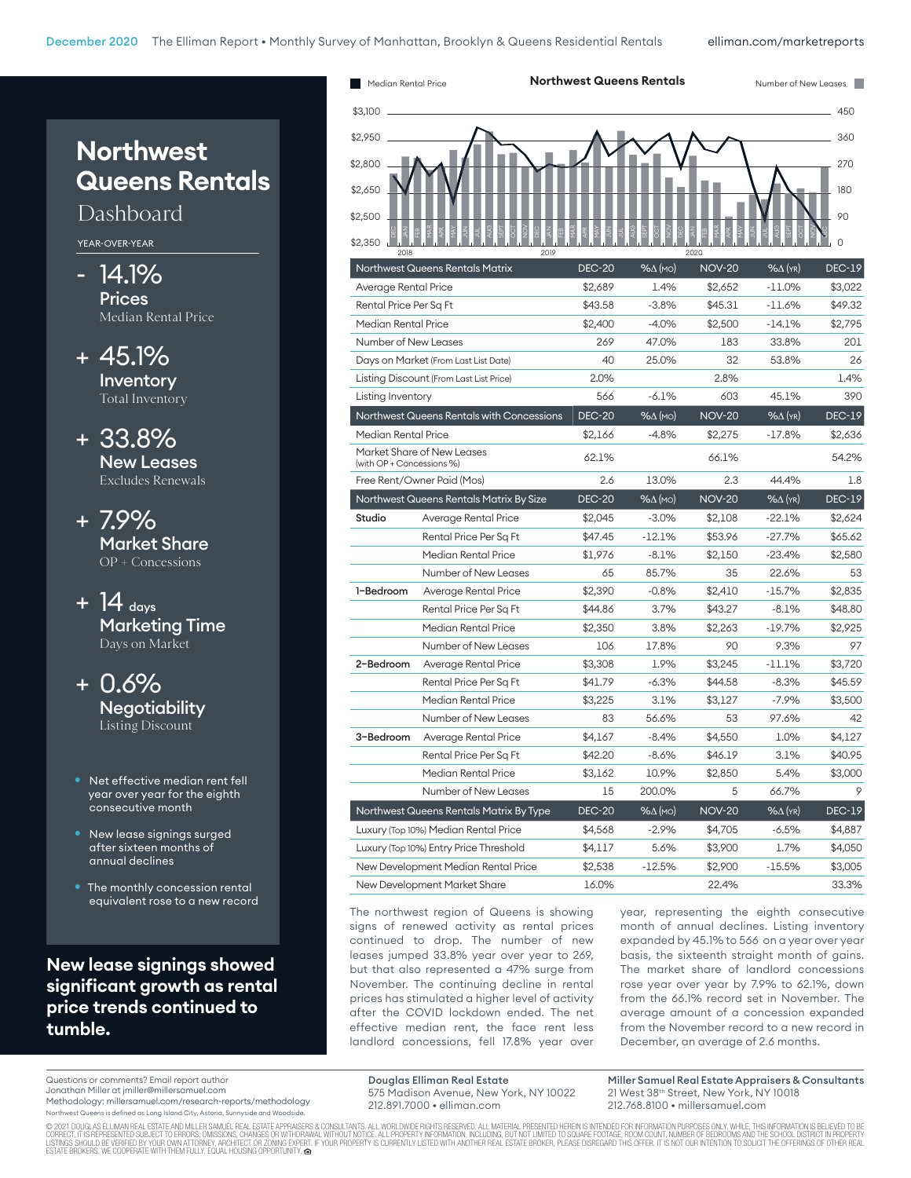# Northwest Queens Rentals

## Dashboard

YEAR-OVER-YEAR

**- 14.1%**
**Prices**
Median Rental Price

**+ 45.1%**
**Inventory**
Total Inventory

**+ 33.8%**
**New Leases**
Excludes Renewals

**+ 7.9%**
**Market Share**
OP + Concessions

**+ 14 days**
**Marketing Time**
Days on Market

**+ 0.6%**
**Negotiability**
Listing Discount

- Net effective median rent fell year over year for the eighth consecutive month
- New lease signings surged after sixteen months of annual declines
- The monthly concession rental equivalent rose to a new record

**New lease signings showed significant growth as rental price trends continued to tumble.**

Northwest Queens Rentals

Median Rental Price

Number of New Leases

$3,100
$2,950
$2,800
$2,650
$2,500
$2,350

450
360
270
180
90
0

DEC JAN FEB MAR APR MAY JUN JUL AUG SEPT OCT NOV DEC JAN FEB MAR APR MAY JUN JUL AUG SEPT OCT NOV DEC JAN FEB MAR APR MAY JUN JUL AUG SEPT OCT NOV DEC

2018 2019 2020

| Northwest Queens Rentals Matrix | | DEC-20 | %Δ (MO) | NOV-20 | %Δ (YR) | DEC-19 |
|---|---|---|---|---|---|---|
| Average Rental Price | | $2,689 | 1.4% | $2,652 | -11.0% | $3,022 |
| Rental Price Per Sq Ft | | $43.58 | -3.8% | $45.31 | -11.6% | $49.32 |
| Median Rental Price | | $2,400 | -4.0% | $2,500 | -14.1% | $2,795 |
| Number of New Leases | | 269 | 47.0% | 183 | 33.8% | 201 |
| Days on Market (From Last List Date) | | 40 | 25.0% | 32 | 53.8% | 26 |
| Listing Discount (From Last List Price) | | 2.0% | | 2.8% | | 1.4% |
| Listing Inventory | | 566 | -6.1% | 603 | 45.1% | 390 |
| **Northwest Queens Rentals with Concessions** | | **DEC-20** | **%Δ (MO)** | **NOV-20** | **%Δ (YR)** | **DEC-19** |
| Median Rental Price | | $2,166 | -4.8% | $2,275 | -17.8% | $2,636 |
| Market Share of New Leases (with OP + Concessions %) | | 62.1% | | 66.1% | | 54.2% |
| Free Rent/Owner Paid (Mos) | | 2.6 | 13.0% | 2.3 | 44.4% | 1.8 |
| **Northwest Queens Rentals Matrix By Size** | | **DEC-20** | **%Δ (MO)** | **NOV-20** | **%Δ (YR)** | **DEC-19** |
| Studio | Average Rental Price | $2,045 | -3.0% | $2,108 | -22.1% | $2,624 |
| | Rental Price Per Sq Ft | $47.45 | -12.1% | $53.96 | -27.7% | $65.62 |
| | Median Rental Price | $1,976 | -8.1% | $2,150 | -23.4% | $2,580 |
| | Number of New Leases | 65 | 85.7% | 35 | 22.6% | 53 |
| 1-Bedroom | Average Rental Price | $2,390 | -0.8% | $2,410 | -15.7% | $2,835 |
| | Rental Price Per Sq Ft | $44.86 | 3.7% | $43.27 | -8.1% | $48.80 |
| | Median Rental Price | $2,350 | 3.8% | $2,263 | -19.7% | $2,925 |
| | Number of New Leases | 106 | 17.8% | 90 | 9.3% | 97 |
| 2-Bedroom | Average Rental Price | $3,308 | 1.9% | $3,245 | -11.1% | $3,720 |
| | Rental Price Per Sq Ft | $41.79 | -6.3% | $44.58 | -8.3% | $45.59 |
| | Median Rental Price | $3,225 | 3.1% | $3,127 | -7.9% | $3,500 |
| | Number of New Leases | 83 | 56.6% | 53 | 97.6% | 42 |
| 3-Bedroom | Average Rental Price | $4,167 | -8.4% | $4,550 | 1.0% | $4,127 |
| | Rental Price Per Sq Ft | $42.20 | -8.6% | $46.19 | 3.1% | $40.95 |
| | Median Rental Price | $3,162 | 10.9% | $2,850 | 5.4% | $3,000 |
| | Number of New Leases | 15 | 200.0% | 5 | 66.7% | 9 |
| **Northwest Queens Rentals Matrix By Type** | | **DEC-20** | **%Δ (MO)** | **NOV-20** | **%Δ (YR)** | **DEC-19** |
| Luxury (Top 10%) Median Rental Price | | $4,568 | -2.9% | $4,705 | -6.5% | $4,887 |
| Luxury (Top 10%) Entry Price Threshold | | $4,117 | 5.6% | $3,900 | 1.7% | $4,050 |
| New Development Median Rental Price | | $2,538 | -12.5% | $2,900 | -15.5% | $3,005 |
| New Development Market Share | | 16.0% | | 22.4% | | 33.3% |

The northwest region of Queens is showing signs of renewed activity as rental prices continued to drop. The number of new leases jumped 33.8% year over year to 269, but that also represented a 47% surge from November. The continuing decline in rental prices has stimulated a higher level of activity after the COVID lockdown ended. The net effective median rent, the face rent less landlord concessions, fell 17.8% year over year, representing the eighth consecutive month of annual declines. Listing inventory expanded by 45.1% to 566 on a year over year basis, the sixteenth straight month of gains. The market share of landlord concessions rose year over year by 7.9% to 62.1%, down from the 66.1% record set in November. The average amount of a concession expanded from the November record to a new record in December, an average of 2.6 months.

Questions or comments? Email report author Jonathan Miller at jmiller@millersamuel.com
Methodology: millersamuel.com/research-reports/methodology
Northwest Queens is defined as Long Island City, Astoria, Sunnyside and Woodside.

**Douglas Elliman Real Estate**
575 Madison Avenue, New York, NY 10022
212.891.7000 • elliman.com

**Miller Samuel Real Estate Appraisers & Consultants**
21 West 38th Street, New York, NY 10018
212.768.8100 • millersamuel.com

© 2021 DOUGLAS ELLIMAN REAL ESTATE AND MILLER SAMUEL REAL ESTATE APPRAISERS & CONSULTANTS. ALL WORLDWIDE RIGHTS RESERVED. ALL MATERIAL PRESENTED HEREIN IS INTENDED FOR INFORMATION PURPOSES ONLY. WHILE, THIS INFORMATION IS BELIEVED TO BE CORRECT, IT IS REPRESENTED SUBJECT TO ERRORS, OMISSIONS, CHANGES OR WITHDRAWAL WITHOUT NOTICE. ALL PROPERTY INFORMATION, INCLUDING, BUT NOT LIMITED TO SQUARE FOOTAGE, ROOM COUNT, NUMBER OF BEDROOMS AND THE SCHOOL DISTRICT IN PROPERTY LISTINGS SHOULD BE VERIFIED BY YOUR OWN ATTORNEY, ARCHITECT OR ZONING EXPERT. IF YOUR PROPERTY IS CURRENTLY LISTED WITH ANOTHER REAL ESTATE BROKER, PLEASE DISREGARD THIS OFFER. IT IS NOT OUR INTENTION TO SOLICIT THE OFFERINGS OF OTHER REAL ESTATE BROKERS. WE COOPERATE WITH THEM FULLY. EQUAL HOUSING OPPORTUNITY.